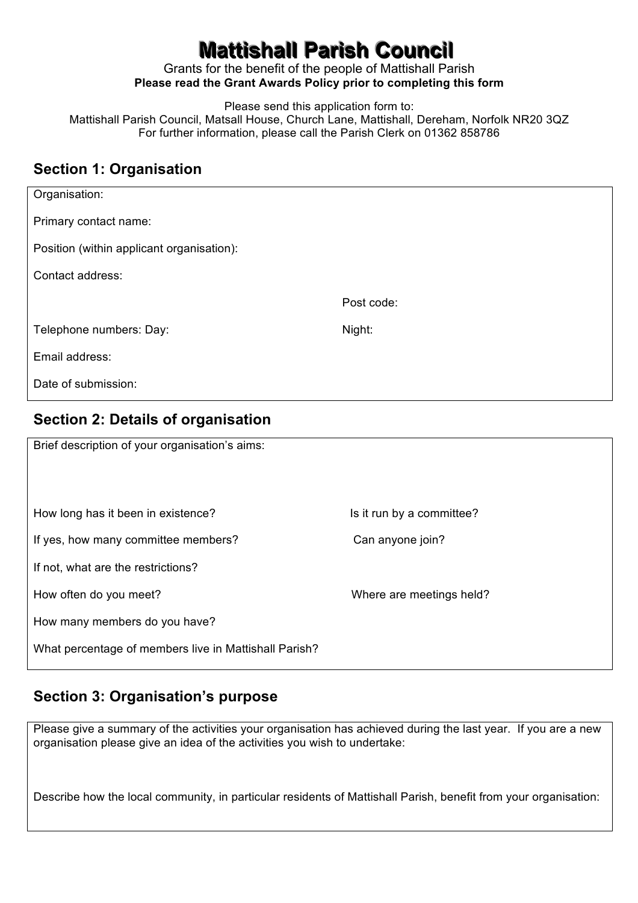# Mattishall Parish Council

Grants for the benefit of the people of Mattishall Parish

**Please read the Grant Awards Policy prior to completing this form**

Please send this application form to:
Mattishall Parish Council, Matsall House, Church Lane, Mattishall, Dereham, Norfolk NR20 3QZ
For further information, please call the Parish Clerk on 01362 858786

## Section 1: Organisation

Organisation:

Primary contact name:

Position (within applicant organisation):

Contact address:

Post code:

Telephone numbers: Day: 

Night:

Email address:

Date of submission:

## Section 2: Details of organisation

Brief description of your organisation's aims:

How long has it been in existence?

Is it run by a committee?

If yes, how many committee members?

Can anyone join?

If not, what are the restrictions?

How often do you meet?

Where are meetings held?

How many members do you have?

What percentage of members live in Mattishall Parish?

## Section 3: Organisation's purpose

Please give a summary of the activities your organisation has achieved during the last year. If you are a new organisation please give an idea of the activities you wish to undertake:

Describe how the local community, in particular residents of Mattishall Parish, benefit from your organisation: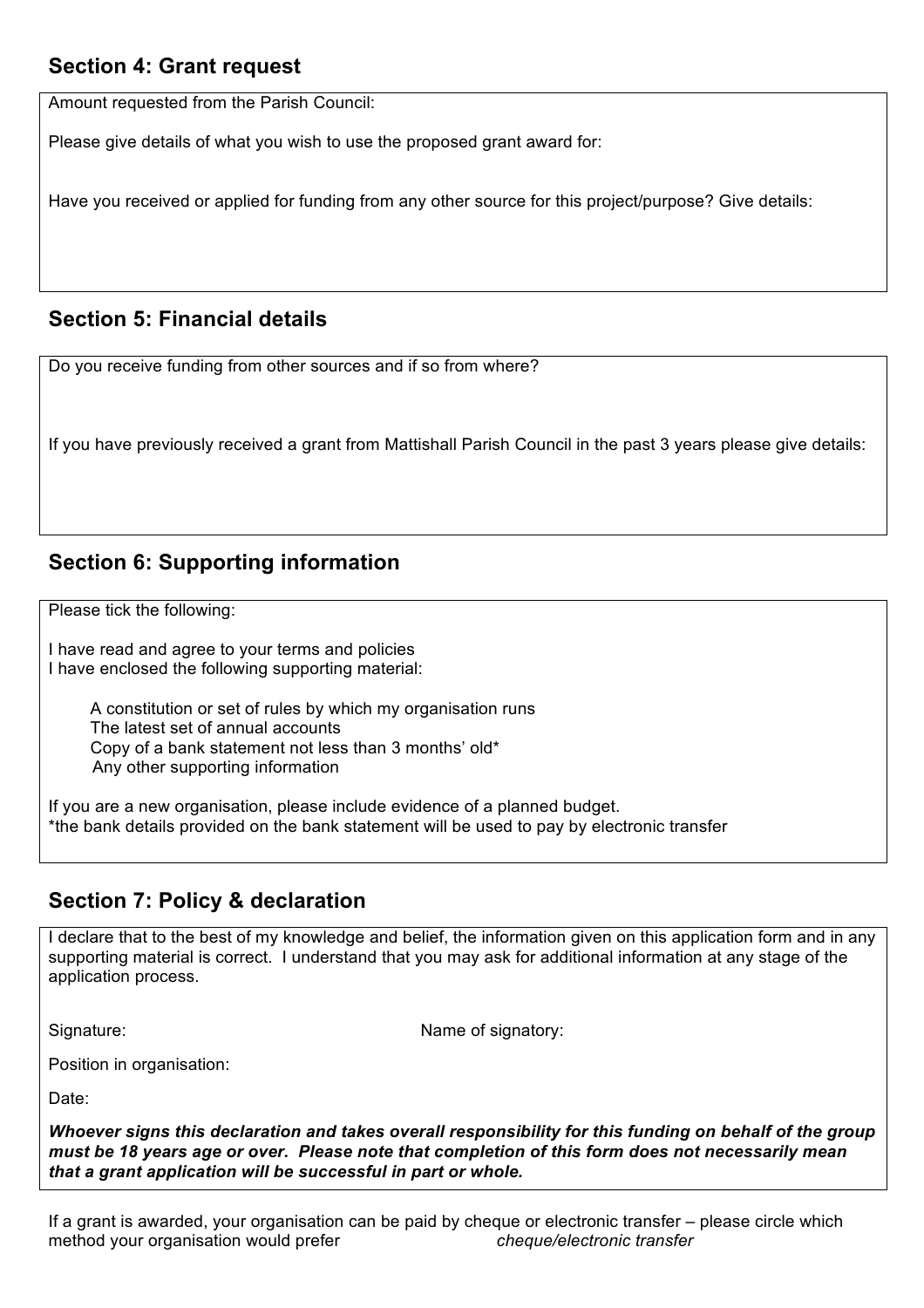## Section 4: Grant request

Amount requested from the Parish Council:

Please give details of what you wish to use the proposed grant award for:

Have you received or applied for funding from any other source for this project/purpose? Give details:

## Section 5: Financial details

Do you receive funding from other sources and if so from where?

If you have previously received a grant from Mattishall Parish Council in the past 3 years please give details:

## Section 6: Supporting information

Please tick the following:

I have read and agree to your terms and policies
I have enclosed the following supporting material:

- A constitution or set of rules by which my organisation runs
- The latest set of annual accounts
- Copy of a bank statement not less than 3 months' old*
- Any other supporting information

If you are a new organisation, please include evidence of a planned budget.
*the bank details provided on the bank statement will be used to pay by electronic transfer

## Section 7: Policy & declaration

I declare that to the best of my knowledge and belief, the information given on this application form and in any supporting material is correct. I understand that you may ask for additional information at any stage of the application process.

Signature: Name of signatory:

Position in organisation:

Date:

***Whoever signs this declaration and takes overall responsibility for this funding on behalf of the group must be 18 years age or over. Please note that completion of this form does not necessarily mean that a grant application will be successful in part or whole.***

If a grant is awarded, your organisation can be paid by cheque or electronic transfer – please circle which method your organisation would prefer *cheque/electronic transfer*